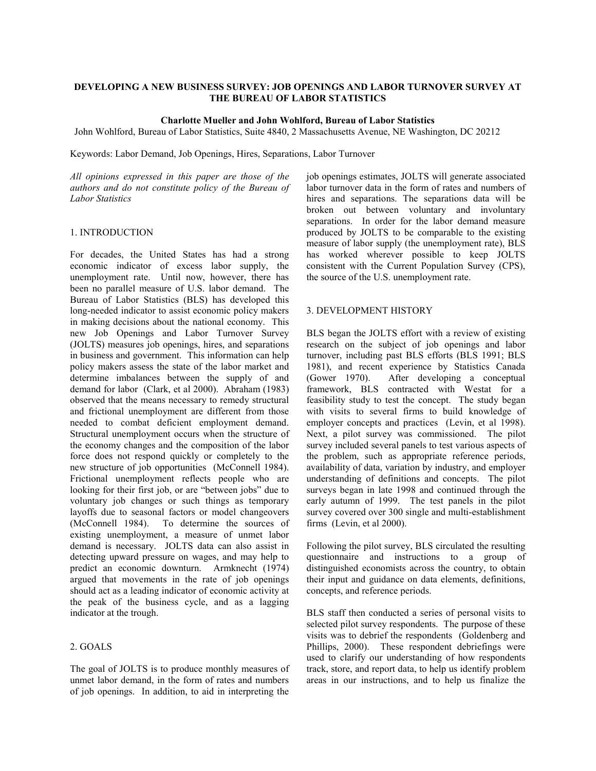# DEVELOPING A NEW BUSINESS SURVEY: JOB OPENINGS AND LABOR TURNOVER SURVEY AT THE BUREAU OF LABOR STATISTICS

**Charlotte Mueller and John Wohlford, Bureau of Labor Statistics**

John Wohlford, Bureau of Labor Statistics, Suite 4840, 2 Massachusetts Avenue, NE Washington, DC 20212

Keywords: Labor Demand, Job Openings, Hires, Separations, Labor Turnover

*All opinions expressed in this paper are those of the authors and do not constitute policy of the Bureau of Labor Statistics*

## 1. INTRODUCTION

For decades, the United States has had a strong economic indicator of excess labor supply, the unemployment rate. Until now, however, there has been no parallel measure of U.S. labor demand. The Bureau of Labor Statistics (BLS) has developed this long-needed indicator to assist economic policy makers in making decisions about the national economy. This new Job Openings and Labor Turnover Survey (JOLTS) measures job openings, hires, and separations in business and government. This information can help policy makers assess the state of the labor market and determine imbalances between the supply of and demand for labor (Clark, et al 2000). Abraham (1983) observed that the means necessary to remedy structural and frictional unemployment are different from those needed to combat deficient employment demand. Structural unemployment occurs when the structure of the economy changes and the composition of the labor force does not respond quickly or completely to the new structure of job opportunities (McConnell 1984). Frictional unemployment reflects people who are looking for their first job, or are "between jobs" due to voluntary job changes or such things as temporary layoffs due to seasonal factors or model changeovers (McConnell 1984). To determine the sources of existing unemployment, a measure of unmet labor demand is necessary. JOLTS data can also assist in detecting upward pressure on wages, and may help to predict an economic downturn. Armknecht (1974) argued that movements in the rate of job openings should act as a leading indicator of economic activity at the peak of the business cycle, and as a lagging indicator at the trough.

## 2. GOALS

The goal of JOLTS is to produce monthly measures of unmet labor demand, in the form of rates and numbers of job openings. In addition, to aid in interpreting the job openings estimates, JOLTS will generate associated labor turnover data in the form of rates and numbers of hires and separations. The separations data will be broken out between voluntary and involuntary separations. In order for the labor demand measure produced by JOLTS to be comparable to the existing measure of labor supply (the unemployment rate), BLS has worked wherever possible to keep JOLTS consistent with the Current Population Survey (CPS), the source of the U.S. unemployment rate.

## 3. DEVELOPMENT HISTORY

BLS began the JOLTS effort with a review of existing research on the subject of job openings and labor turnover, including past BLS efforts (BLS 1991; BLS 1981), and recent experience by Statistics Canada (Gower 1970). After developing a conceptual framework, BLS contracted with Westat for a feasibility study to test the concept. The study began with visits to several firms to build knowledge of employer concepts and practices (Levin, et al 1998). Next, a pilot survey was commissioned. The pilot survey included several panels to test various aspects of the problem, such as appropriate reference periods, availability of data, variation by industry, and employer understanding of definitions and concepts. The pilot surveys began in late 1998 and continued through the early autumn of 1999. The test panels in the pilot survey covered over 300 single and multi-establishment firms (Levin, et al 2000).

Following the pilot survey, BLS circulated the resulting questionnaire and instructions to a group of distinguished economists across the country, to obtain their input and guidance on data elements, definitions, concepts, and reference periods.

BLS staff then conducted a series of personal visits to selected pilot survey respondents. The purpose of these visits was to debrief the respondents (Goldenberg and Phillips, 2000). These respondent debriefings were used to clarify our understanding of how respondents track, store, and report data, to help us identify problem areas in our instructions, and to help us finalize the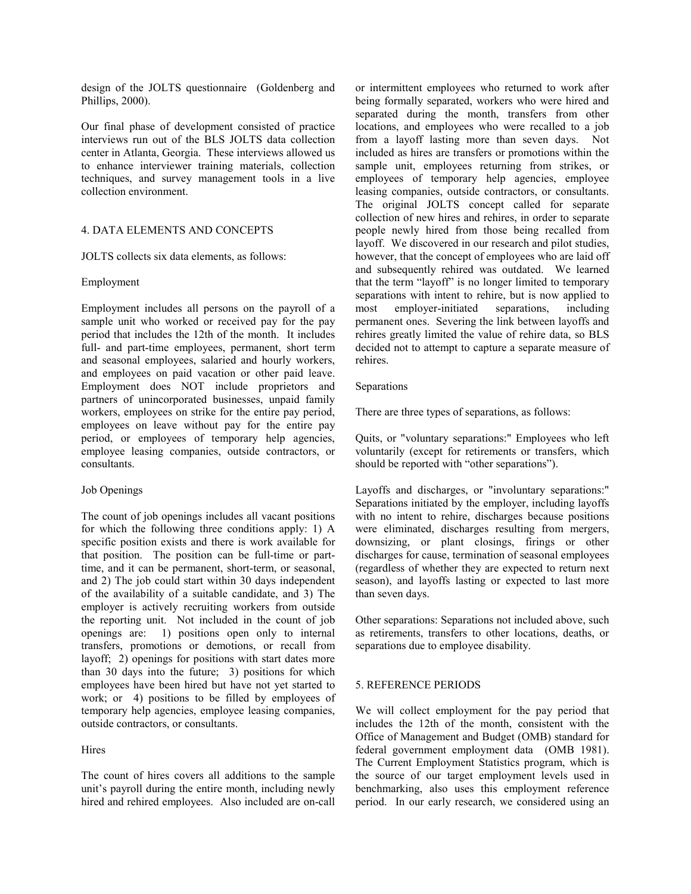design of the JOLTS questionnaire (Goldenberg and Phillips, 2000).

Our final phase of development consisted of practice interviews run out of the BLS JOLTS data collection center in Atlanta, Georgia. These interviews allowed us to enhance interviewer training materials, collection techniques, and survey management tools in a live collection environment.

## 4. DATA ELEMENTS AND CONCEPTS

JOLTS collects six data elements, as follows:

### Employment

Employment includes all persons on the payroll of a sample unit who worked or received pay for the pay period that includes the 12th of the month. It includes full- and part-time employees, permanent, short term and seasonal employees, salaried and hourly workers, and employees on paid vacation or other paid leave. Employment does NOT include proprietors and partners of unincorporated businesses, unpaid family workers, employees on strike for the entire pay period, employees on leave without pay for the entire pay period, or employees of temporary help agencies, employee leasing companies, outside contractors, or consultants.

### Job Openings

The count of job openings includes all vacant positions for which the following three conditions apply: 1) A specific position exists and there is work available for that position. The position can be full-time or part-time, and it can be permanent, short-term, or seasonal, and 2) The job could start within 30 days independent of the availability of a suitable candidate, and 3) The employer is actively recruiting workers from outside the reporting unit. Not included in the count of job openings are: 1) positions open only to internal transfers, promotions or demotions, or recall from layoff; 2) openings for positions with start dates more than 30 days into the future; 3) positions for which employees have been hired but have not yet started to work; or 4) positions to be filled by employees of temporary help agencies, employee leasing companies, outside contractors, or consultants.

### Hires

The count of hires covers all additions to the sample unit's payroll during the entire month, including newly hired and rehired employees. Also included are on-call or intermittent employees who returned to work after being formally separated, workers who were hired and separated during the month, transfers from other locations, and employees who were recalled to a job from a layoff lasting more than seven days. Not included as hires are transfers or promotions within the sample unit, employees returning from strikes, or employees of temporary help agencies, employee leasing companies, outside contractors, or consultants. The original JOLTS concept called for separate collection of new hires and rehires, in order to separate people newly hired from those being recalled from layoff. We discovered in our research and pilot studies, however, that the concept of employees who are laid off and subsequently rehired was outdated. We learned that the term "layoff" is no longer limited to temporary separations with intent to rehire, but is now applied to most employer-initiated separations, including permanent ones. Severing the link between layoffs and rehires greatly limited the value of rehire data, so BLS decided not to attempt to capture a separate measure of rehires.

### Separations

There are three types of separations, as follows:

Quits, or "voluntary separations:" Employees who left voluntarily (except for retirements or transfers, which should be reported with "other separations").

Layoffs and discharges, or "involuntary separations:" Separations initiated by the employer, including layoffs with no intent to rehire, discharges because positions were eliminated, discharges resulting from mergers, downsizing, or plant closings, firings or other discharges for cause, termination of seasonal employees (regardless of whether they are expected to return next season), and layoffs lasting or expected to last more than seven days.

Other separations: Separations not included above, such as retirements, transfers to other locations, deaths, or separations due to employee disability.

## 5. REFERENCE PERIODS

We will collect employment for the pay period that includes the 12th of the month, consistent with the Office of Management and Budget (OMB) standard for federal government employment data (OMB 1981). The Current Employment Statistics program, which is the source of our target employment levels used in benchmarking, also uses this employment reference period. In our early research, we considered using an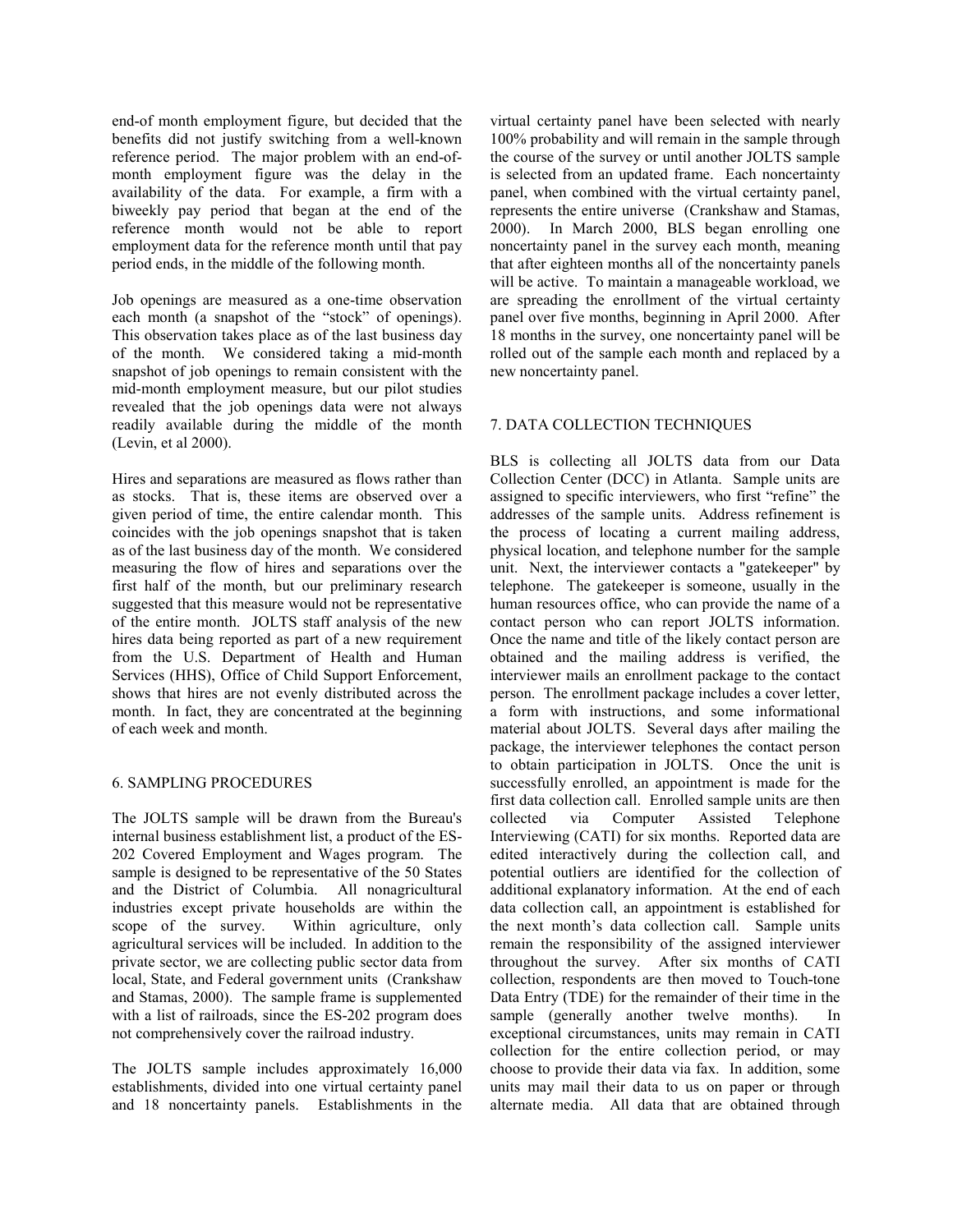end-of month employment figure, but decided that the benefits did not justify switching from a well-known reference period. The major problem with an end-of-month employment figure was the delay in the availability of the data. For example, a firm with a biweekly pay period that began at the end of the reference month would not be able to report employment data for the reference month until that pay period ends, in the middle of the following month.

Job openings are measured as a one-time observation each month (a snapshot of the "stock" of openings). This observation takes place as of the last business day of the month. We considered taking a mid-month snapshot of job openings to remain consistent with the mid-month employment measure, but our pilot studies revealed that the job openings data were not always readily available during the middle of the month (Levin, et al 2000).

Hires and separations are measured as flows rather than as stocks. That is, these items are observed over a given period of time, the entire calendar month. This coincides with the job openings snapshot that is taken as of the last business day of the month. We considered measuring the flow of hires and separations over the first half of the month, but our preliminary research suggested that this measure would not be representative of the entire month. JOLTS staff analysis of the new hires data being reported as part of a new requirement from the U.S. Department of Health and Human Services (HHS), Office of Child Support Enforcement, shows that hires are not evenly distributed across the month. In fact, they are concentrated at the beginning of each week and month.

## 6. SAMPLING PROCEDURES

The JOLTS sample will be drawn from the Bureau's internal business establishment list, a product of the ES-202 Covered Employment and Wages program. The sample is designed to be representative of the 50 States and the District of Columbia. All nonagricultural industries except private households are within the scope of the survey. Within agriculture, only agricultural services will be included. In addition to the private sector, we are collecting public sector data from local, State, and Federal government units (Crankshaw and Stamas, 2000). The sample frame is supplemented with a list of railroads, since the ES-202 program does not comprehensively cover the railroad industry.

The JOLTS sample includes approximately 16,000 establishments, divided into one virtual certainty panel and 18 noncertainty panels. Establishments in the virtual certainty panel have been selected with nearly 100% probability and will remain in the sample through the course of the survey or until another JOLTS sample is selected from an updated frame. Each noncertainty panel, when combined with the virtual certainty panel, represents the entire universe (Crankshaw and Stamas, 2000). In March 2000, BLS began enrolling one noncertainty panel in the survey each month, meaning that after eighteen months all of the noncertainty panels will be active. To maintain a manageable workload, we are spreading the enrollment of the virtual certainty panel over five months, beginning in April 2000. After 18 months in the survey, one noncertainty panel will be rolled out of the sample each month and replaced by a new noncertainty panel.

## 7. DATA COLLECTION TECHNIQUES

BLS is collecting all JOLTS data from our Data Collection Center (DCC) in Atlanta. Sample units are assigned to specific interviewers, who first "refine" the addresses of the sample units. Address refinement is the process of locating a current mailing address, physical location, and telephone number for the sample unit. Next, the interviewer contacts a "gatekeeper" by telephone. The gatekeeper is someone, usually in the human resources office, who can provide the name of a contact person who can report JOLTS information. Once the name and title of the likely contact person are obtained and the mailing address is verified, the interviewer mails an enrollment package to the contact person. The enrollment package includes a cover letter, a form with instructions, and some informational material about JOLTS. Several days after mailing the package, the interviewer telephones the contact person to obtain participation in JOLTS. Once the unit is successfully enrolled, an appointment is made for the first data collection call. Enrolled sample units are then collected via Computer Assisted Telephone Interviewing (CATI) for six months. Reported data are edited interactively during the collection call, and potential outliers are identified for the collection of additional explanatory information. At the end of each data collection call, an appointment is established for the next month's data collection call. Sample units remain the responsibility of the assigned interviewer throughout the survey. After six months of CATI collection, respondents are then moved to Touch-tone Data Entry (TDE) for the remainder of their time in the sample (generally another twelve months). In exceptional circumstances, units may remain in CATI collection for the entire collection period, or may choose to provide their data via fax. In addition, some units may mail their data to us on paper or through alternate media. All data that are obtained through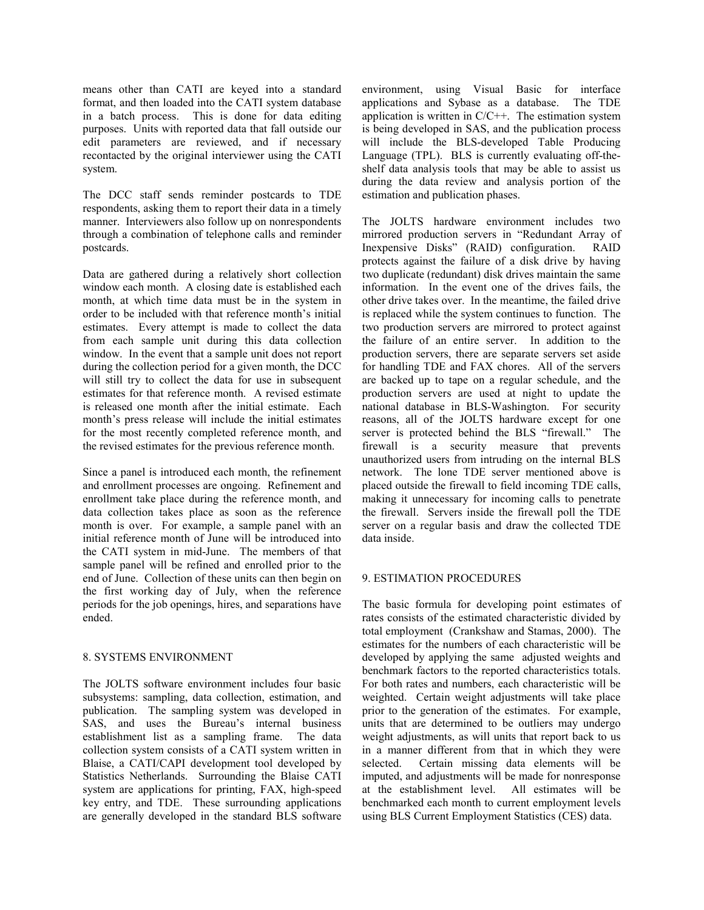means other than CATI are keyed into a standard format, and then loaded into the CATI system database in a batch process. This is done for data editing purposes. Units with reported data that fall outside our edit parameters are reviewed, and if necessary recontacted by the original interviewer using the CATI system.

The DCC staff sends reminder postcards to TDE respondents, asking them to report their data in a timely manner. Interviewers also follow up on nonrespondents through a combination of telephone calls and reminder postcards.

Data are gathered during a relatively short collection window each month. A closing date is established each month, at which time data must be in the system in order to be included with that reference month's initial estimates. Every attempt is made to collect the data from each sample unit during this data collection window. In the event that a sample unit does not report during the collection period for a given month, the DCC will still try to collect the data for use in subsequent estimates for that reference month. A revised estimate is released one month after the initial estimate. Each month's press release will include the initial estimates for the most recently completed reference month, and the revised estimates for the previous reference month.

Since a panel is introduced each month, the refinement and enrollment processes are ongoing. Refinement and enrollment take place during the reference month, and data collection takes place as soon as the reference month is over. For example, a sample panel with an initial reference month of June will be introduced into the CATI system in mid-June. The members of that sample panel will be refined and enrolled prior to the end of June. Collection of these units can then begin on the first working day of July, when the reference periods for the job openings, hires, and separations have ended.

## 8. SYSTEMS ENVIRONMENT

The JOLTS software environment includes four basic subsystems: sampling, data collection, estimation, and publication. The sampling system was developed in SAS, and uses the Bureau's internal business establishment list as a sampling frame. The data collection system consists of a CATI system written in Blaise, a CATI/CAPI development tool developed by Statistics Netherlands. Surrounding the Blaise CATI system are applications for printing, FAX, high-speed key entry, and TDE. These surrounding applications are generally developed in the standard BLS software environment, using Visual Basic for interface applications and Sybase as a database. The TDE application is written in C/C++. The estimation system is being developed in SAS, and the publication process will include the BLS-developed Table Producing Language (TPL). BLS is currently evaluating off-the-shelf data analysis tools that may be able to assist us during the data review and analysis portion of the estimation and publication phases.

The JOLTS hardware environment includes two mirrored production servers in "Redundant Array of Inexpensive Disks" (RAID) configuration. RAID protects against the failure of a disk drive by having two duplicate (redundant) disk drives maintain the same information. In the event one of the drives fails, the other drive takes over. In the meantime, the failed drive is replaced while the system continues to function. The two production servers are mirrored to protect against the failure of an entire server. In addition to the production servers, there are separate servers set aside for handling TDE and FAX chores. All of the servers are backed up to tape on a regular schedule, and the production servers are used at night to update the national database in BLS-Washington. For security reasons, all of the JOLTS hardware except for one server is protected behind the BLS "firewall." The firewall is a security measure that prevents unauthorized users from intruding on the internal BLS network. The lone TDE server mentioned above is placed outside the firewall to field incoming TDE calls, making it unnecessary for incoming calls to penetrate the firewall. Servers inside the firewall poll the TDE server on a regular basis and draw the collected TDE data inside.

## 9. ESTIMATION PROCEDURES

The basic formula for developing point estimates of rates consists of the estimated characteristic divided by total employment (Crankshaw and Stamas, 2000). The estimates for the numbers of each characteristic will be developed by applying the same adjusted weights and benchmark factors to the reported characteristics totals. For both rates and numbers, each characteristic will be weighted. Certain weight adjustments will take place prior to the generation of the estimates. For example, units that are determined to be outliers may undergo weight adjustments, as will units that report back to us in a manner different from that in which they were selected. Certain missing data elements will be imputed, and adjustments will be made for nonresponse at the establishment level. All estimates will be benchmarked each month to current employment levels using BLS Current Employment Statistics (CES) data.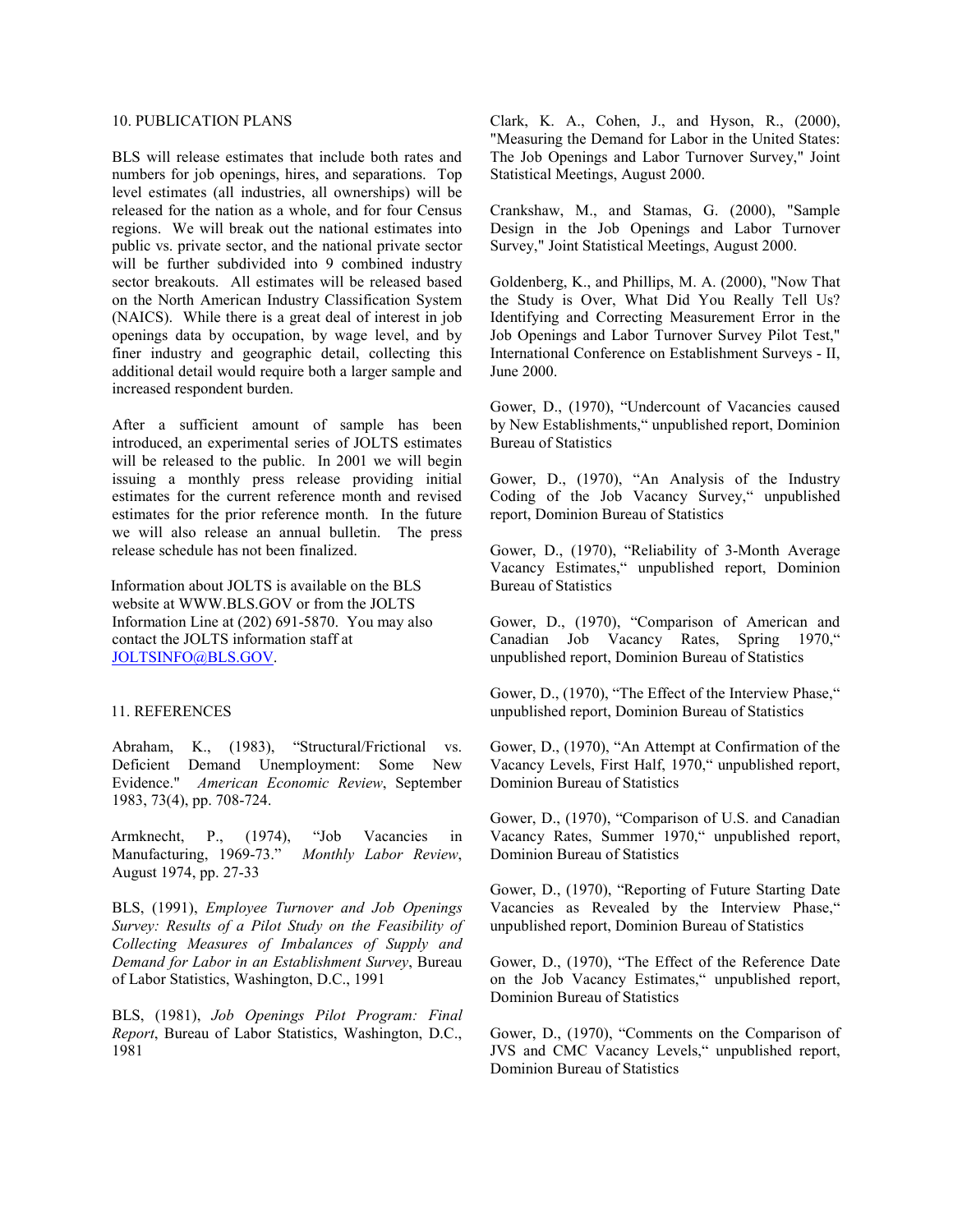## 10. PUBLICATION PLANS

BLS will release estimates that include both rates and numbers for job openings, hires, and separations. Top level estimates (all industries, all ownerships) will be released for the nation as a whole, and for four Census regions. We will break out the national estimates into public vs. private sector, and the national private sector will be further subdivided into 9 combined industry sector breakouts. All estimates will be released based on the North American Industry Classification System (NAICS). While there is a great deal of interest in job openings data by occupation, by wage level, and by finer industry and geographic detail, collecting this additional detail would require both a larger sample and increased respondent burden.

After a sufficient amount of sample has been introduced, an experimental series of JOLTS estimates will be released to the public. In 2001 we will begin issuing a monthly press release providing initial estimates for the current reference month and revised estimates for the prior reference month. In the future we will also release an annual bulletin. The press release schedule has not been finalized.

Information about JOLTS is available on the BLS website at WWW.BLS.GOV or from the JOLTS Information Line at (202) 691-5870. You may also contact the JOLTS information staff at JOLTSINFO@BLS.GOV.

## 11. REFERENCES

Abraham, K., (1983), "Structural/Frictional vs. Deficient Demand Unemployment: Some New Evidence." *American Economic Review*, September 1983, 73(4), pp. 708-724.

Armknecht, P., (1974), "Job Vacancies in Manufacturing, 1969-73." *Monthly Labor Review*, August 1974, pp. 27-33

BLS, (1991), *Employee Turnover and Job Openings Survey: Results of a Pilot Study on the Feasibility of Collecting Measures of Imbalances of Supply and Demand for Labor in an Establishment Survey*, Bureau of Labor Statistics, Washington, D.C., 1991

BLS, (1981), *Job Openings Pilot Program: Final Report*, Bureau of Labor Statistics, Washington, D.C., 1981

Clark, K. A., Cohen, J., and Hyson, R., (2000), "Measuring the Demand for Labor in the United States: The Job Openings and Labor Turnover Survey," Joint Statistical Meetings, August 2000.

Crankshaw, M., and Stamas, G. (2000), "Sample Design in the Job Openings and Labor Turnover Survey," Joint Statistical Meetings, August 2000.

Goldenberg, K., and Phillips, M. A. (2000), "Now That the Study is Over, What Did You Really Tell Us? Identifying and Correcting Measurement Error in the Job Openings and Labor Turnover Survey Pilot Test," International Conference on Establishment Surveys - II, June 2000.

Gower, D., (1970), "Undercount of Vacancies caused by New Establishments," unpublished report, Dominion Bureau of Statistics

Gower, D., (1970), "An Analysis of the Industry Coding of the Job Vacancy Survey," unpublished report, Dominion Bureau of Statistics

Gower, D., (1970), "Reliability of 3-Month Average Vacancy Estimates," unpublished report, Dominion Bureau of Statistics

Gower, D., (1970), "Comparison of American and Canadian Job Vacancy Rates, Spring 1970," unpublished report, Dominion Bureau of Statistics

Gower, D., (1970), "The Effect of the Interview Phase," unpublished report, Dominion Bureau of Statistics

Gower, D., (1970), "An Attempt at Confirmation of the Vacancy Levels, First Half, 1970," unpublished report, Dominion Bureau of Statistics

Gower, D., (1970), "Comparison of U.S. and Canadian Vacancy Rates, Summer 1970," unpublished report, Dominion Bureau of Statistics

Gower, D., (1970), "Reporting of Future Starting Date Vacancies as Revealed by the Interview Phase," unpublished report, Dominion Bureau of Statistics

Gower, D., (1970), "The Effect of the Reference Date on the Job Vacancy Estimates," unpublished report, Dominion Bureau of Statistics

Gower, D., (1970), "Comments on the Comparison of JVS and CMC Vacancy Levels," unpublished report, Dominion Bureau of Statistics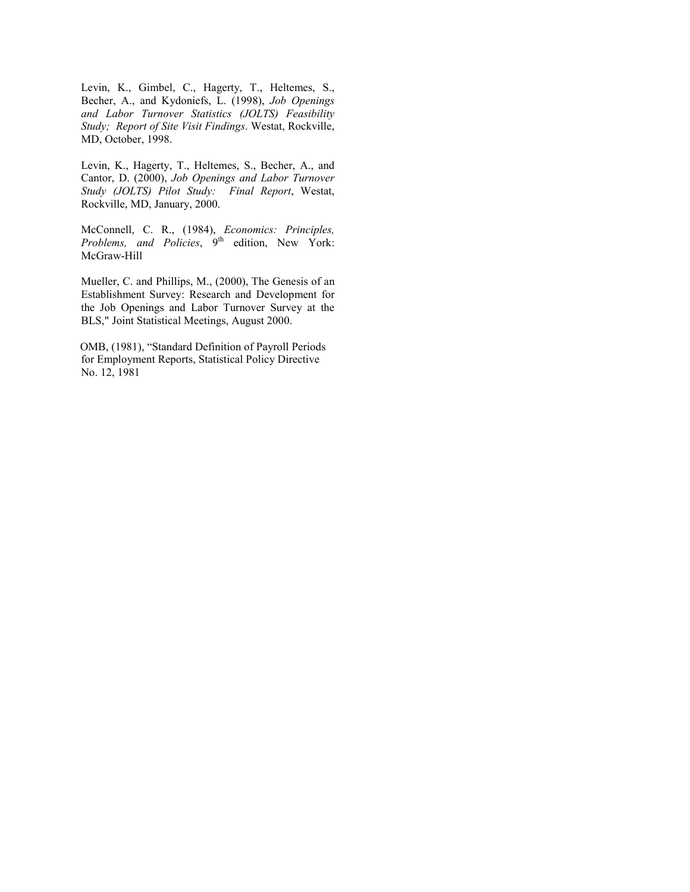Levin, K., Gimbel, C., Hagerty, T., Heltemes, S., Becher, A., and Kydoniefs, L. (1998), *Job Openings and Labor Turnover Statistics (JOLTS) Feasibility Study; Report of Site Visit Findings*. Westat, Rockville, MD, October, 1998.

Levin, K., Hagerty, T., Heltemes, S., Becher, A., and Cantor, D. (2000), *Job Openings and Labor Turnover Study (JOLTS) Pilot Study: Final Report*, Westat, Rockville, MD, January, 2000.

McConnell, C. R., (1984), *Economics: Principles, Problems, and Policies*, 9th edition, New York: McGraw-Hill

Mueller, C. and Phillips, M., (2000), The Genesis of an Establishment Survey: Research and Development for the Job Openings and Labor Turnover Survey at the BLS," Joint Statistical Meetings, August 2000.

OMB, (1981), "Standard Definition of Payroll Periods for Employment Reports, Statistical Policy Directive No. 12, 1981